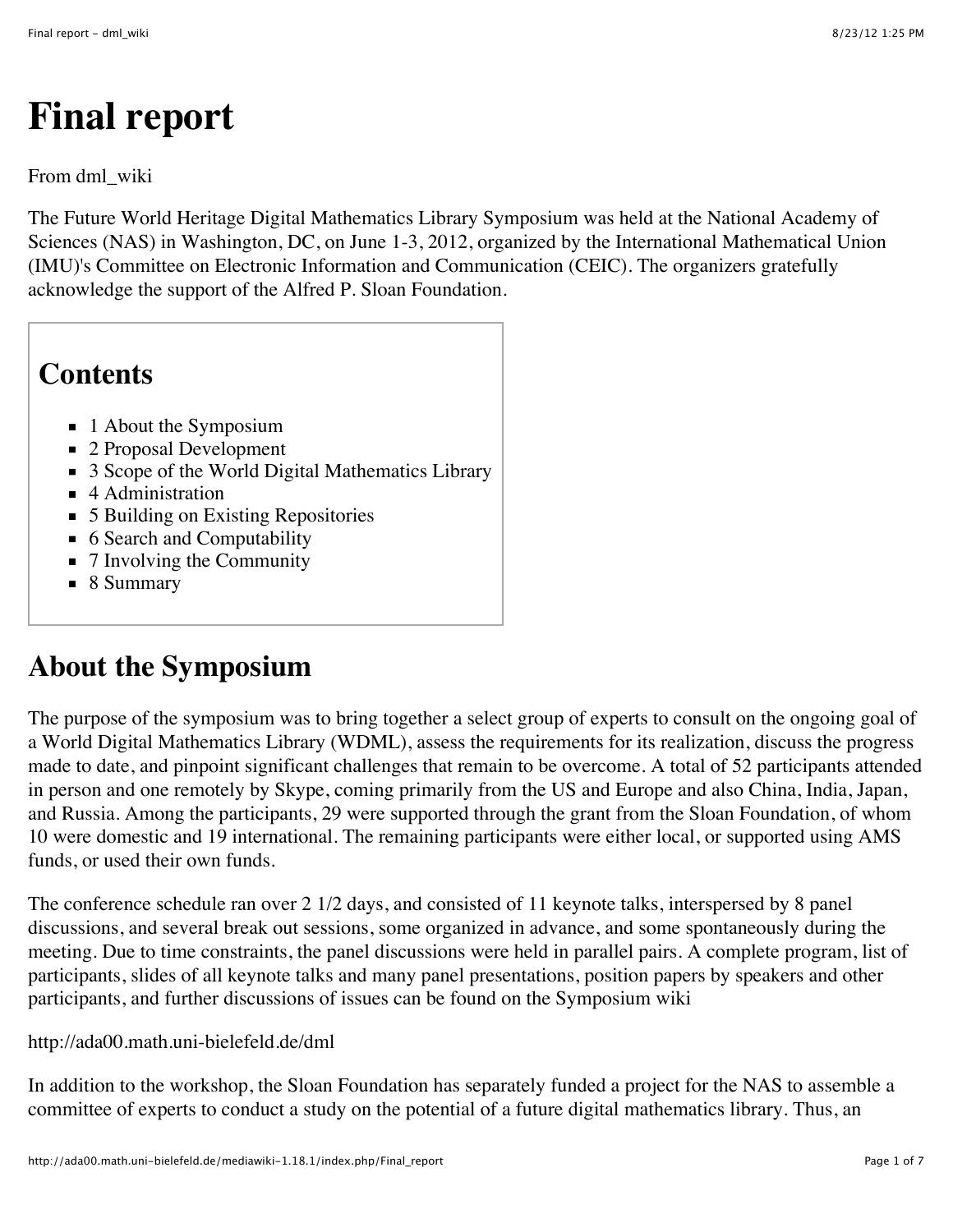# Final report

From dml_wiki

The Future World Heritage Digital Mathematics Library Symposium was held at the National Academy of Sciences (NAS) in Washington, DC, on June 1-3, 2012, organized by the International Mathematical Union (IMU)'s Committee on Electronic Information and Communication (CEIC). The organizers gratefully acknowledge the support of the Alfred P. Sloan Foundation.

## Contents

- 1 About the Symposium
- 2 Proposal Development
- 3 Scope of the World Digital Mathematics Library
- 4 Administration
- 5 Building on Existing Repositories
- 6 Search and Computability
- 7 Involving the Community
- 8 Summary

## About the Symposium

The purpose of the symposium was to bring together a select group of experts to consult on the ongoing goal of a World Digital Mathematics Library (WDML), assess the requirements for its realization, discuss the progress made to date, and pinpoint significant challenges that remain to be overcome. A total of 52 participants attended in person and one remotely by Skype, coming primarily from the US and Europe and also China, India, Japan, and Russia. Among the participants, 29 were supported through the grant from the Sloan Foundation, of whom 10 were domestic and 19 international. The remaining participants were either local, or supported using AMS funds, or used their own funds.

The conference schedule ran over 2 1/2 days, and consisted of 11 keynote talks, interspersed by 8 panel discussions, and several break out sessions, some organized in advance, and some spontaneously during the meeting. Due to time constraints, the panel discussions were held in parallel pairs. A complete program, list of participants, slides of all keynote talks and many panel presentations, position papers by speakers and other participants, and further discussions of issues can be found on the Symposium wiki

http://ada00.math.uni-bielefeld.de/dml

In addition to the workshop, the Sloan Foundation has separately funded a project for the NAS to assemble a committee of experts to conduct a study on the potential of a future digital mathematics library. Thus, an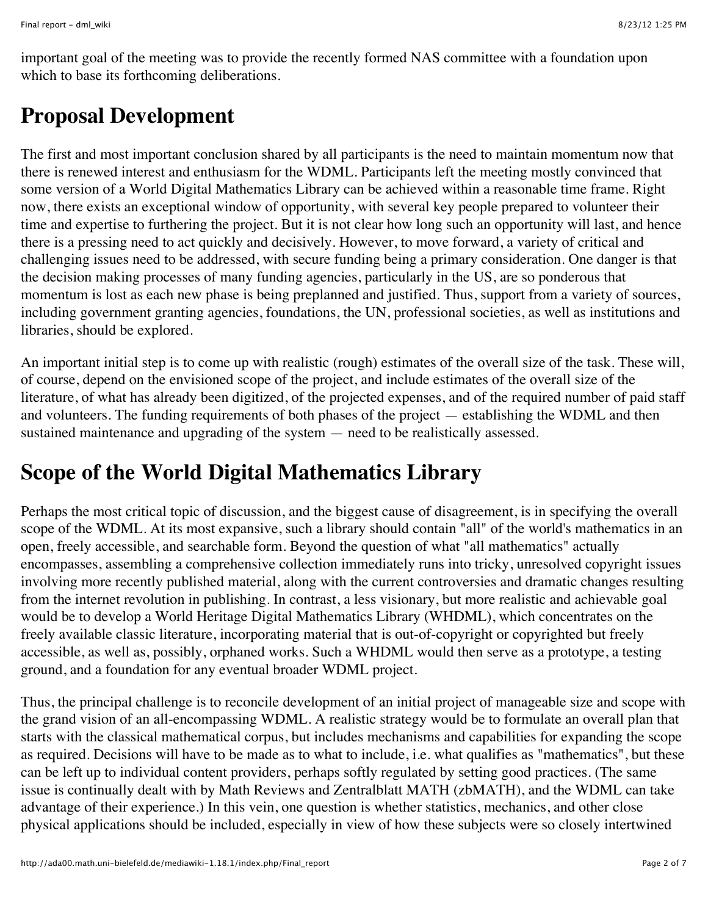important goal of the meeting was to provide the recently formed NAS committee with a foundation upon which to base its forthcoming deliberations.

## Proposal Development

The first and most important conclusion shared by all participants is the need to maintain momentum now that there is renewed interest and enthusiasm for the WDML. Participants left the meeting mostly convinced that some version of a World Digital Mathematics Library can be achieved within a reasonable time frame. Right now, there exists an exceptional window of opportunity, with several key people prepared to volunteer their time and expertise to furthering the project. But it is not clear how long such an opportunity will last, and hence there is a pressing need to act quickly and decisively. However, to move forward, a variety of critical and challenging issues need to be addressed, with secure funding being a primary consideration. One danger is that the decision making processes of many funding agencies, particularly in the US, are so ponderous that momentum is lost as each new phase is being preplanned and justified. Thus, support from a variety of sources, including government granting agencies, foundations, the UN, professional societies, as well as institutions and libraries, should be explored.

An important initial step is to come up with realistic (rough) estimates of the overall size of the task. These will, of course, depend on the envisioned scope of the project, and include estimates of the overall size of the literature, of what has already been digitized, of the projected expenses, and of the required number of paid staff and volunteers. The funding requirements of both phases of the project — establishing the WDML and then sustained maintenance and upgrading of the system — need to be realistically assessed.

## Scope of the World Digital Mathematics Library

Perhaps the most critical topic of discussion, and the biggest cause of disagreement, is in specifying the overall scope of the WDML. At its most expansive, such a library should contain "all" of the world's mathematics in an open, freely accessible, and searchable form. Beyond the question of what "all mathematics" actually encompasses, assembling a comprehensive collection immediately runs into tricky, unresolved copyright issues involving more recently published material, along with the current controversies and dramatic changes resulting from the internet revolution in publishing. In contrast, a less visionary, but more realistic and achievable goal would be to develop a World Heritage Digital Mathematics Library (WHDML), which concentrates on the freely available classic literature, incorporating material that is out-of-copyright or copyrighted but freely accessible, as well as, possibly, orphaned works. Such a WHDML would then serve as a prototype, a testing ground, and a foundation for any eventual broader WDML project.

Thus, the principal challenge is to reconcile development of an initial project of manageable size and scope with the grand vision of an all-encompassing WDML. A realistic strategy would be to formulate an overall plan that starts with the classical mathematical corpus, but includes mechanisms and capabilities for expanding the scope as required. Decisions will have to be made as to what to include, i.e. what qualifies as "mathematics", but these can be left up to individual content providers, perhaps softly regulated by setting good practices. (The same issue is continually dealt with by Math Reviews and Zentralblatt MATH (zbMATH), and the WDML can take advantage of their experience.) In this vein, one question is whether statistics, mechanics, and other close physical applications should be included, especially in view of how these subjects were so closely intertwined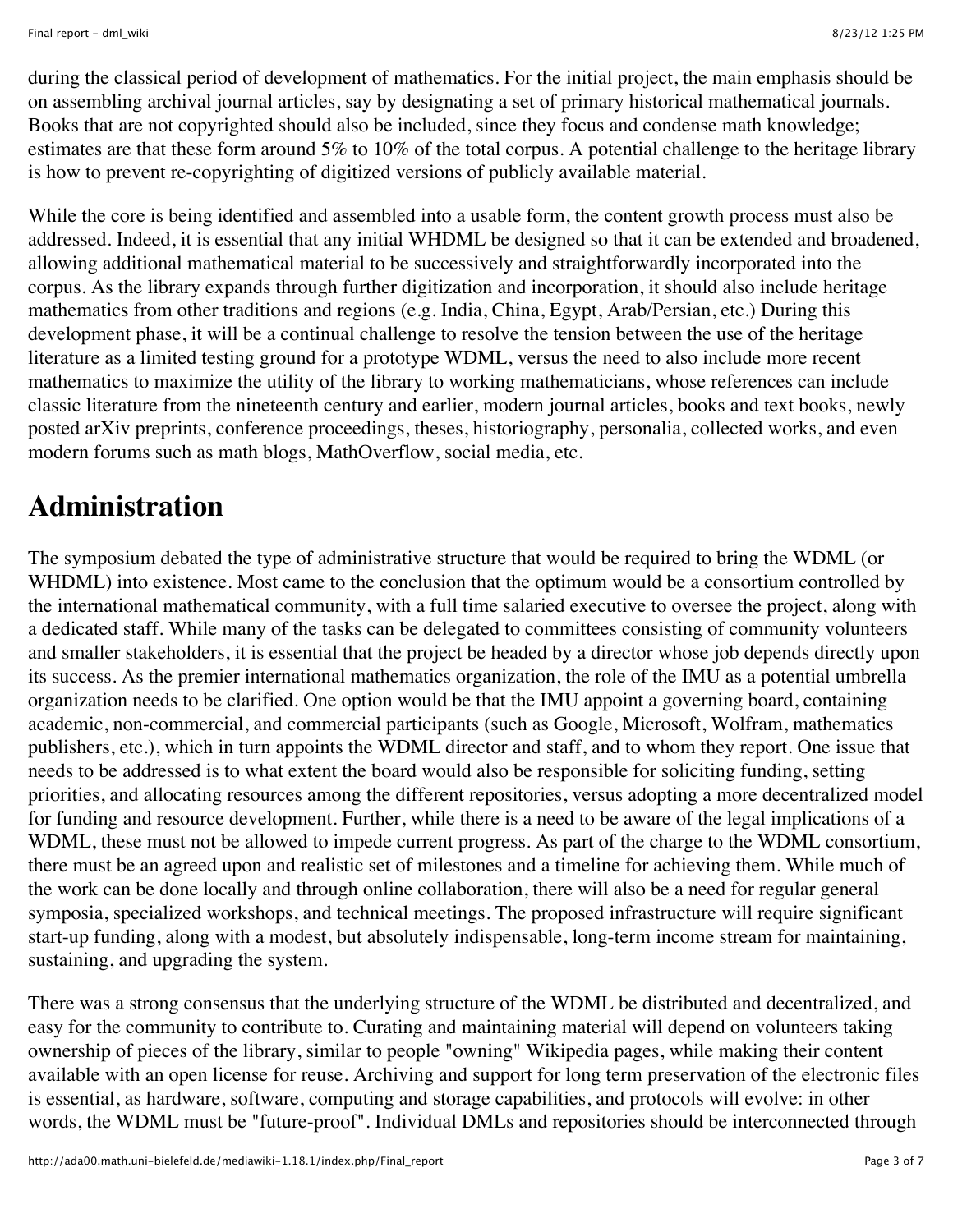during the classical period of development of mathematics. For the initial project, the main emphasis should be on assembling archival journal articles, say by designating a set of primary historical mathematical journals. Books that are not copyrighted should also be included, since they focus and condense math knowledge; estimates are that these form around 5% to 10% of the total corpus. A potential challenge to the heritage library is how to prevent re-copyrighting of digitized versions of publicly available material.

While the core is being identified and assembled into a usable form, the content growth process must also be addressed. Indeed, it is essential that any initial WHDML be designed so that it can be extended and broadened, allowing additional mathematical material to be successively and straightforwardly incorporated into the corpus. As the library expands through further digitization and incorporation, it should also include heritage mathematics from other traditions and regions (e.g. India, China, Egypt, Arab/Persian, etc.) During this development phase, it will be a continual challenge to resolve the tension between the use of the heritage literature as a limited testing ground for a prototype WDML, versus the need to also include more recent mathematics to maximize the utility of the library to working mathematicians, whose references can include classic literature from the nineteenth century and earlier, modern journal articles, books and text books, newly posted arXiv preprints, conference proceedings, theses, historiography, personalia, collected works, and even modern forums such as math blogs, MathOverflow, social media, etc.

# Administration

The symposium debated the type of administrative structure that would be required to bring the WDML (or WHDML) into existence. Most came to the conclusion that the optimum would be a consortium controlled by the international mathematical community, with a full time salaried executive to oversee the project, along with a dedicated staff. While many of the tasks can be delegated to committees consisting of community volunteers and smaller stakeholders, it is essential that the project be headed by a director whose job depends directly upon its success. As the premier international mathematics organization, the role of the IMU as a potential umbrella organization needs to be clarified. One option would be that the IMU appoint a governing board, containing academic, non-commercial, and commercial participants (such as Google, Microsoft, Wolfram, mathematics publishers, etc.), which in turn appoints the WDML director and staff, and to whom they report. One issue that needs to be addressed is to what extent the board would also be responsible for soliciting funding, setting priorities, and allocating resources among the different repositories, versus adopting a more decentralized model for funding and resource development. Further, while there is a need to be aware of the legal implications of a WDML, these must not be allowed to impede current progress. As part of the charge to the WDML consortium, there must be an agreed upon and realistic set of milestones and a timeline for achieving them. While much of the work can be done locally and through online collaboration, there will also be a need for regular general symposia, specialized workshops, and technical meetings. The proposed infrastructure will require significant start-up funding, along with a modest, but absolutely indispensable, long-term income stream for maintaining, sustaining, and upgrading the system.

There was a strong consensus that the underlying structure of the WDML be distributed and decentralized, and easy for the community to contribute to. Curating and maintaining material will depend on volunteers taking ownership of pieces of the library, similar to people "owning" Wikipedia pages, while making their content available with an open license for reuse. Archiving and support for long term preservation of the electronic files is essential, as hardware, software, computing and storage capabilities, and protocols will evolve: in other words, the WDML must be "future-proof". Individual DMLs and repositories should be interconnected through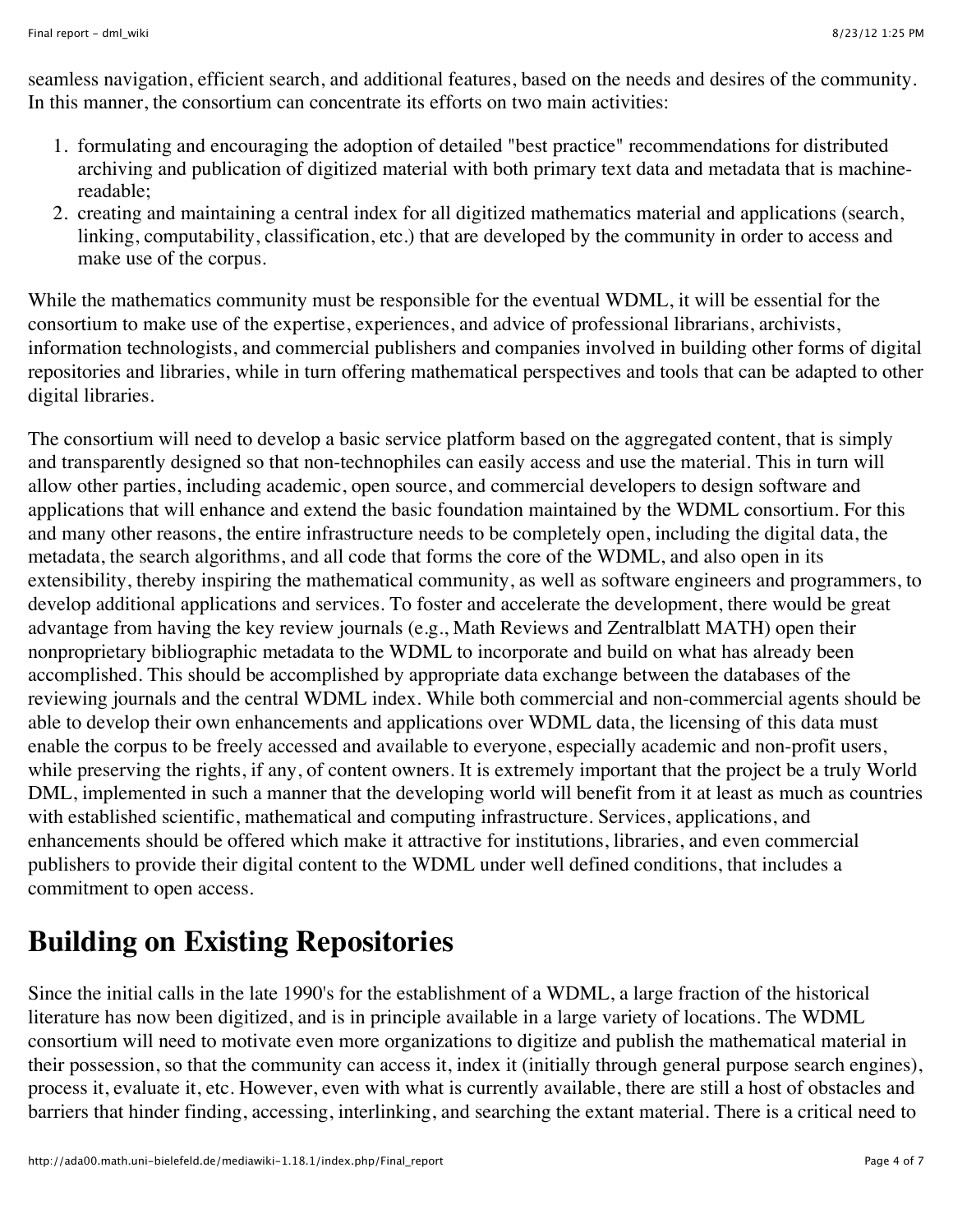seamless navigation, efficient search, and additional features, based on the needs and desires of the community. In this manner, the consortium can concentrate its efforts on two main activities:

1. formulating and encouraging the adoption of detailed "best practice" recommendations for distributed archiving and publication of digitized material with both primary text data and metadata that is machine-readable;
2. creating and maintaining a central index for all digitized mathematics material and applications (search, linking, computability, classification, etc.) that are developed by the community in order to access and make use of the corpus.

While the mathematics community must be responsible for the eventual WDML, it will be essential for the consortium to make use of the expertise, experiences, and advice of professional librarians, archivists, information technologists, and commercial publishers and companies involved in building other forms of digital repositories and libraries, while in turn offering mathematical perspectives and tools that can be adapted to other digital libraries.

The consortium will need to develop a basic service platform based on the aggregated content, that is simply and transparently designed so that non-technophiles can easily access and use the material. This in turn will allow other parties, including academic, open source, and commercial developers to design software and applications that will enhance and extend the basic foundation maintained by the WDML consortium. For this and many other reasons, the entire infrastructure needs to be completely open, including the digital data, the metadata, the search algorithms, and all code that forms the core of the WDML, and also open in its extensibility, thereby inspiring the mathematical community, as well as software engineers and programmers, to develop additional applications and services. To foster and accelerate the development, there would be great advantage from having the key review journals (e.g., Math Reviews and Zentralblatt MATH) open their nonproprietary bibliographic metadata to the WDML to incorporate and build on what has already been accomplished. This should be accomplished by appropriate data exchange between the databases of the reviewing journals and the central WDML index. While both commercial and non-commercial agents should be able to develop their own enhancements and applications over WDML data, the licensing of this data must enable the corpus to be freely accessed and available to everyone, especially academic and non-profit users, while preserving the rights, if any, of content owners. It is extremely important that the project be a truly World DML, implemented in such a manner that the developing world will benefit from it at least as much as countries with established scientific, mathematical and computing infrastructure. Services, applications, and enhancements should be offered which make it attractive for institutions, libraries, and even commercial publishers to provide their digital content to the WDML under well defined conditions, that includes a commitment to open access.

## Building on Existing Repositories

Since the initial calls in the late 1990's for the establishment of a WDML, a large fraction of the historical literature has now been digitized, and is in principle available in a large variety of locations. The WDML consortium will need to motivate even more organizations to digitize and publish the mathematical material in their possession, so that the community can access it, index it (initially through general purpose search engines), process it, evaluate it, etc. However, even with what is currently available, there are still a host of obstacles and barriers that hinder finding, accessing, interlinking, and searching the extant material. There is a critical need to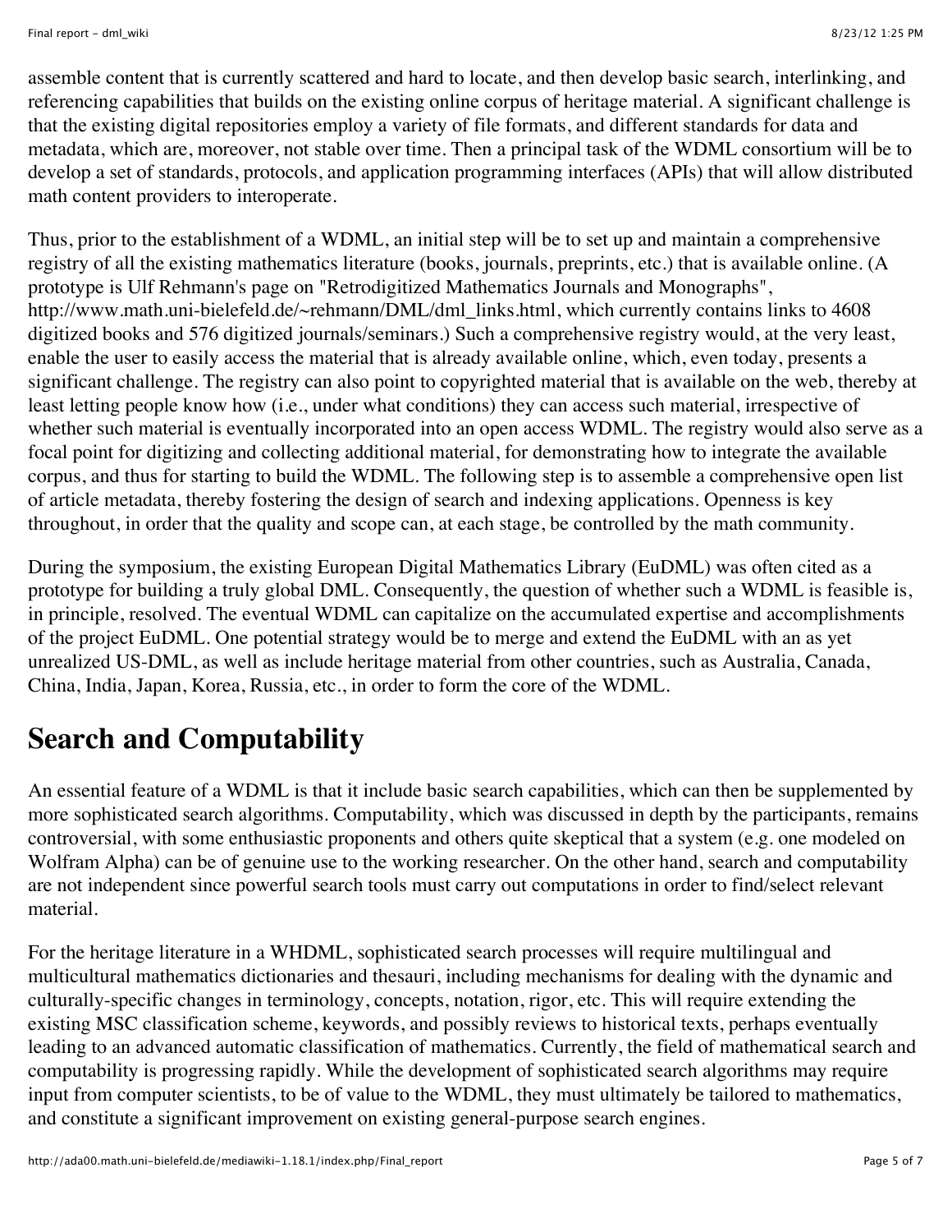assemble content that is currently scattered and hard to locate, and then develop basic search, interlinking, and referencing capabilities that builds on the existing online corpus of heritage material. A significant challenge is that the existing digital repositories employ a variety of file formats, and different standards for data and metadata, which are, moreover, not stable over time. Then a principal task of the WDML consortium will be to develop a set of standards, protocols, and application programming interfaces (APIs) that will allow distributed math content providers to interoperate.

Thus, prior to the establishment of a WDML, an initial step will be to set up and maintain a comprehensive registry of all the existing mathematics literature (books, journals, preprints, etc.) that is available online. (A prototype is Ulf Rehmann's page on "Retrodigitized Mathematics Journals and Monographs", http://www.math.uni-bielefeld.de/~rehmann/DML/dml_links.html, which currently contains links to 4608 digitized books and 576 digitized journals/seminars.) Such a comprehensive registry would, at the very least, enable the user to easily access the material that is already available online, which, even today, presents a significant challenge. The registry can also point to copyrighted material that is available on the web, thereby at least letting people know how (i.e., under what conditions) they can access such material, irrespective of whether such material is eventually incorporated into an open access WDML. The registry would also serve as a focal point for digitizing and collecting additional material, for demonstrating how to integrate the available corpus, and thus for starting to build the WDML. The following step is to assemble a comprehensive open list of article metadata, thereby fostering the design of search and indexing applications. Openness is key throughout, in order that the quality and scope can, at each stage, be controlled by the math community.

During the symposium, the existing European Digital Mathematics Library (EuDML) was often cited as a prototype for building a truly global DML. Consequently, the question of whether such a WDML is feasible is, in principle, resolved. The eventual WDML can capitalize on the accumulated expertise and accomplishments of the project EuDML. One potential strategy would be to merge and extend the EuDML with an as yet unrealized US-DML, as well as include heritage material from other countries, such as Australia, Canada, China, India, Japan, Korea, Russia, etc., in order to form the core of the WDML.

## Search and Computability

An essential feature of a WDML is that it include basic search capabilities, which can then be supplemented by more sophisticated search algorithms. Computability, which was discussed in depth by the participants, remains controversial, with some enthusiastic proponents and others quite skeptical that a system (e.g. one modeled on Wolfram Alpha) can be of genuine use to the working researcher. On the other hand, search and computability are not independent since powerful search tools must carry out computations in order to find/select relevant material.

For the heritage literature in a WHDML, sophisticated search processes will require multilingual and multicultural mathematics dictionaries and thesauri, including mechanisms for dealing with the dynamic and culturally-specific changes in terminology, concepts, notation, rigor, etc. This will require extending the existing MSC classification scheme, keywords, and possibly reviews to historical texts, perhaps eventually leading to an advanced automatic classification of mathematics. Currently, the field of mathematical search and computability is progressing rapidly. While the development of sophisticated search algorithms may require input from computer scientists, to be of value to the WDML, they must ultimately be tailored to mathematics, and constitute a significant improvement on existing general-purpose search engines.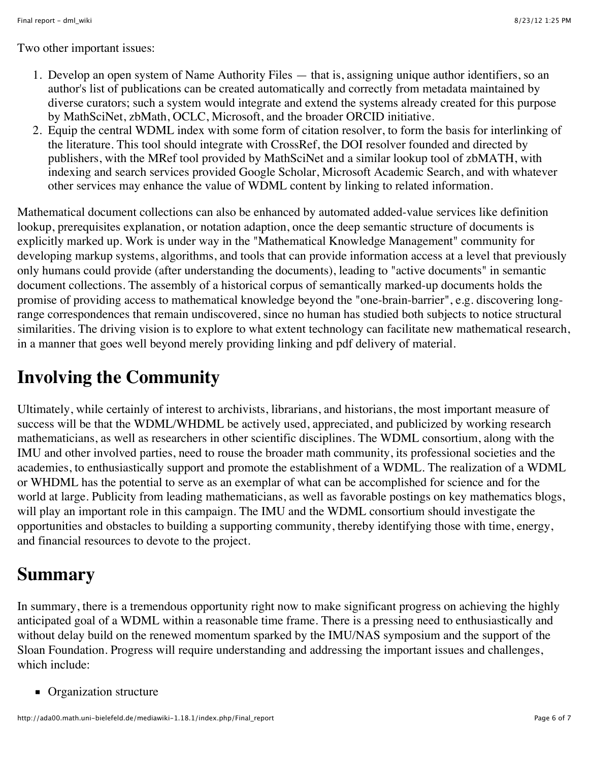Two other important issues:

1. Develop an open system of Name Authority Files — that is, assigning unique author identifiers, so an author's list of publications can be created automatically and correctly from metadata maintained by diverse curators; such a system would integrate and extend the systems already created for this purpose by MathSciNet, zbMath, OCLC, Microsoft, and the broader ORCID initiative.
2. Equip the central WDML index with some form of citation resolver, to form the basis for interlinking of the literature. This tool should integrate with CrossRef, the DOI resolver founded and directed by publishers, with the MRef tool provided by MathSciNet and a similar lookup tool of zbMATH, with indexing and search services provided Google Scholar, Microsoft Academic Search, and with whatever other services may enhance the value of WDML content by linking to related information.

Mathematical document collections can also be enhanced by automated added-value services like definition lookup, prerequisites explanation, or notation adaption, once the deep semantic structure of documents is explicitly marked up. Work is under way in the "Mathematical Knowledge Management" community for developing markup systems, algorithms, and tools that can provide information access at a level that previously only humans could provide (after understanding the documents), leading to "active documents" in semantic document collections. The assembly of a historical corpus of semantically marked-up documents holds the promise of providing access to mathematical knowledge beyond the "one-brain-barrier", e.g. discovering long-range correspondences that remain undiscovered, since no human has studied both subjects to notice structural similarities. The driving vision is to explore to what extent technology can facilitate new mathematical research, in a manner that goes well beyond merely providing linking and pdf delivery of material.

# Involving the Community

Ultimately, while certainly of interest to archivists, librarians, and historians, the most important measure of success will be that the WDML/WHDML be actively used, appreciated, and publicized by working research mathematicians, as well as researchers in other scientific disciplines. The WDML consortium, along with the IMU and other involved parties, need to rouse the broader math community, its professional societies and the academies, to enthusiastically support and promote the establishment of a WDML. The realization of a WDML or WHDML has the potential to serve as an exemplar of what can be accomplished for science and for the world at large. Publicity from leading mathematicians, as well as favorable postings on key mathematics blogs, will play an important role in this campaign. The IMU and the WDML consortium should investigate the opportunities and obstacles to building a supporting community, thereby identifying those with time, energy, and financial resources to devote to the project.

# Summary

In summary, there is a tremendous opportunity right now to make significant progress on achieving the highly anticipated goal of a WDML within a reasonable time frame. There is a pressing need to enthusiastically and without delay build on the renewed momentum sparked by the IMU/NAS symposium and the support of the Sloan Foundation. Progress will require understanding and addressing the important issues and challenges, which include:

- Organization structure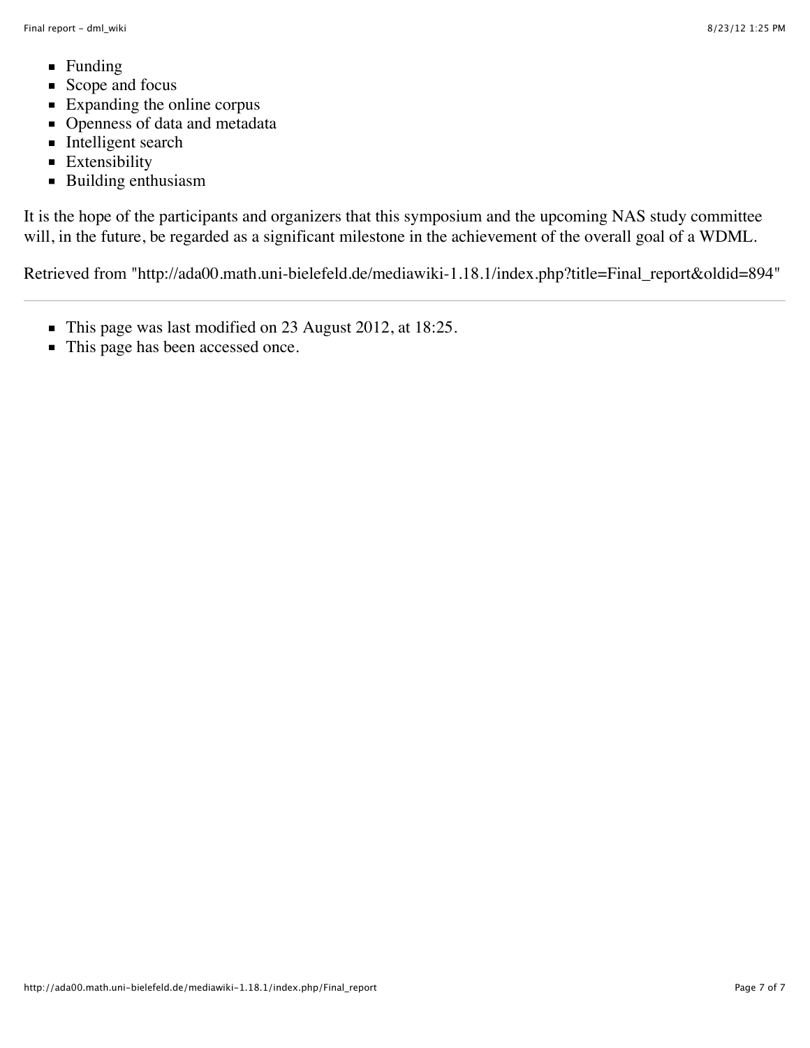- Funding
- Scope and focus
- Expanding the online corpus
- Openness of data and metadata
- Intelligent search
- Extensibility
- Building enthusiasm

It is the hope of the participants and organizers that this symposium and the upcoming NAS study committee will, in the future, be regarded as a significant milestone in the achievement of the overall goal of a WDML.

Retrieved from "http://ada00.math.uni-bielefeld.de/mediawiki-1.18.1/index.php?title=Final_report&oldid=894"

---

- This page was last modified on 23 August 2012, at 18:25.
- This page has been accessed once.